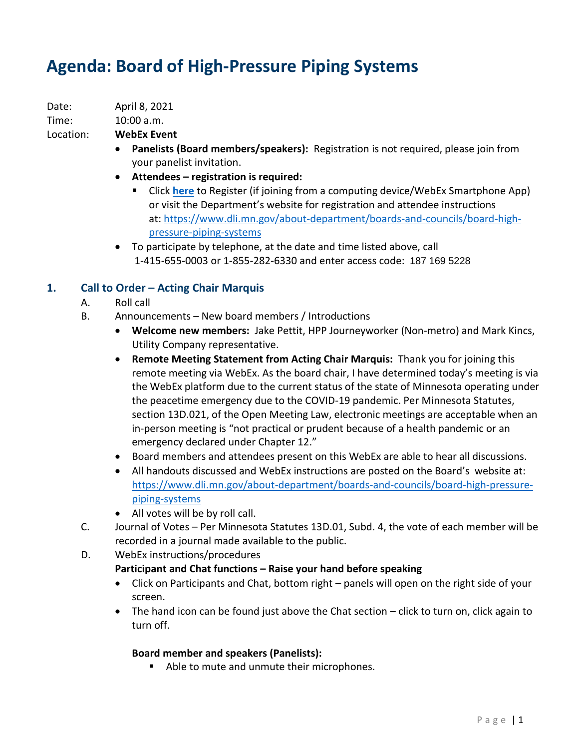# Agenda: Board of High-Pressure Piping Systems

Date: April 8, 2021

Time: 10:00 a.m.

Location: **WebEx Event**

- **Panelists (Board members/speakers):** Registration is not required, please join from your panelist invitation.
- **Attendees – registration is required:**
  - Click **here** to Register (if joining from a computing device/WebEx Smartphone App) or visit the Department's website for registration and attendee instructions at: https://www.dli.mn.gov/about-department/boards-and-councils/board-high-pressure-piping-systems
- To participate by telephone, at the date and time listed above, call 1-415-655-0003 or 1-855-282-6330 and enter access code: 187 169 5228

## 1. Call to Order – Acting Chair Marquis

A. Roll call

B. Announcements – New board members / Introductions

- **Welcome new members:** Jake Pettit, HPP Journeyworker (Non-metro) and Mark Kincs, Utility Company representative.
- **Remote Meeting Statement from Acting Chair Marquis:** Thank you for joining this remote meeting via WebEx. As the board chair, I have determined today's meeting is via the WebEx platform due to the current status of the state of Minnesota operating under the peacetime emergency due to the COVID-19 pandemic. Per Minnesota Statutes, section 13D.021, of the Open Meeting Law, electronic meetings are acceptable when an in-person meeting is "not practical or prudent because of a health pandemic or an emergency declared under Chapter 12."
- Board members and attendees present on this WebEx are able to hear all discussions.
- All handouts discussed and WebEx instructions are posted on the Board's website at: https://www.dli.mn.gov/about-department/boards-and-councils/board-high-pressure-piping-systems
- All votes will be by roll call.

C. Journal of Votes – Per Minnesota Statutes 13D.01, Subd. 4, the vote of each member will be recorded in a journal made available to the public.

D. WebEx instructions/procedures

**Participant and Chat functions – Raise your hand before speaking**

- Click on Participants and Chat, bottom right – panels will open on the right side of your screen.
- The hand icon can be found just above the Chat section – click to turn on, click again to turn off.

**Board member and speakers (Panelists):**

- Able to mute and unmute their microphones.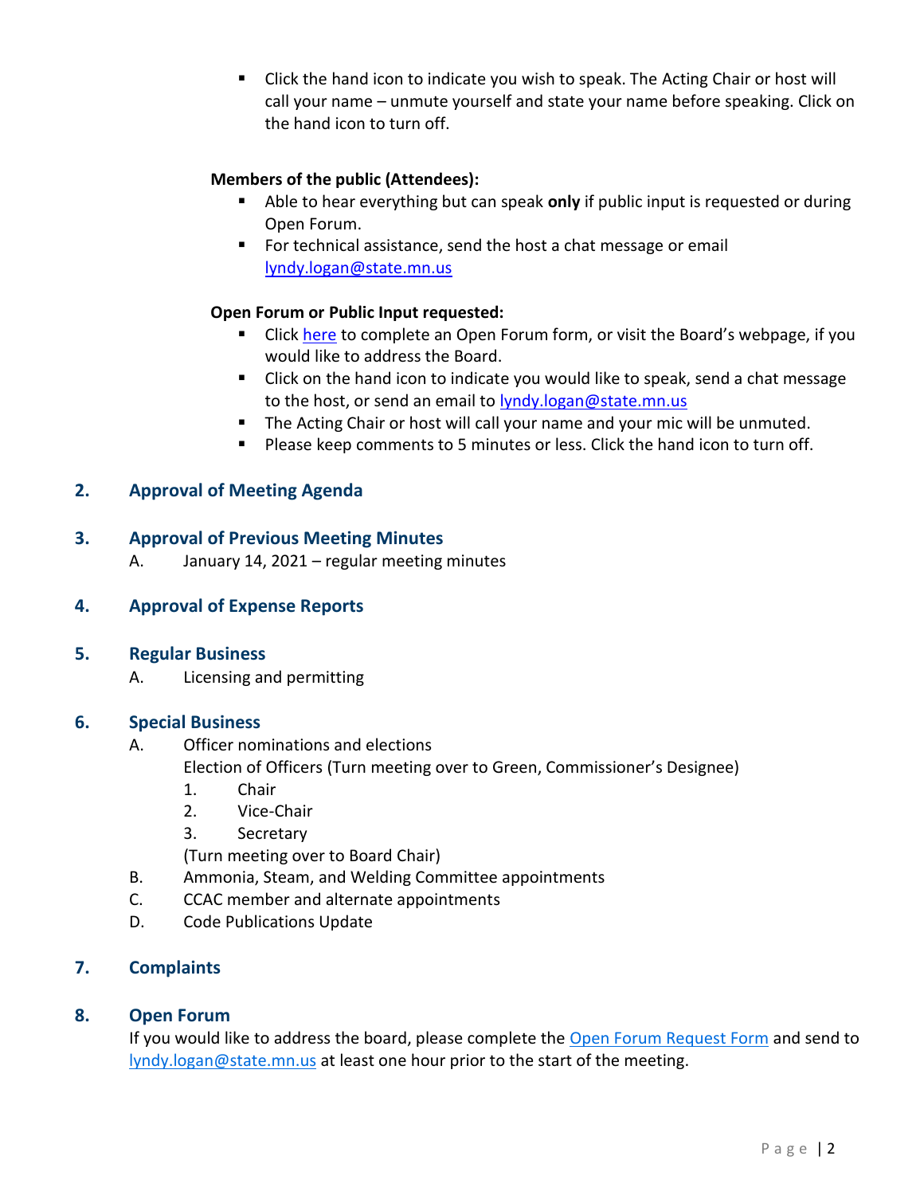- Click the hand icon to indicate you wish to speak. The Acting Chair or host will call your name – unmute yourself and state your name before speaking. Click on the hand icon to turn off.

**Members of the public (Attendees):**

- Able to hear everything but can speak **only** if public input is requested or during Open Forum.
- For technical assistance, send the host a chat message or email [lyndy.logan@state.mn.us](mailto:lyndy.logan@state.mn.us)

**Open Forum or Public Input requested:**

- Click [here]() to complete an Open Forum form, or visit the Board's webpage, if you would like to address the Board.
- Click on the hand icon to indicate you would like to speak, send a chat message to the host, or send an email to [lyndy.logan@state.mn.us](mailto:lyndy.logan@state.mn.us)
- The Acting Chair or host will call your name and your mic will be unmuted.
- Please keep comments to 5 minutes or less. Click the hand icon to turn off.

## 2. Approval of Meeting Agenda

## 3. Approval of Previous Meeting Minutes

A. January 14, 2021 – regular meeting minutes

## 4. Approval of Expense Reports

## 5. Regular Business

A. Licensing and permitting

## 6. Special Business

A. Officer nominations and elections

Election of Officers (Turn meeting over to Green, Commissioner's Designee)

1. Chair
2. Vice-Chair
3. Secretary

(Turn meeting over to Board Chair)

B. Ammonia, Steam, and Welding Committee appointments

C. CCAC member and alternate appointments

D. Code Publications Update

## 7. Complaints

## 8. Open Forum

If you would like to address the board, please complete the [Open Forum Request Form]() and send to [lyndy.logan@state.mn.us](mailto:lyndy.logan@state.mn.us) at least one hour prior to the start of the meeting.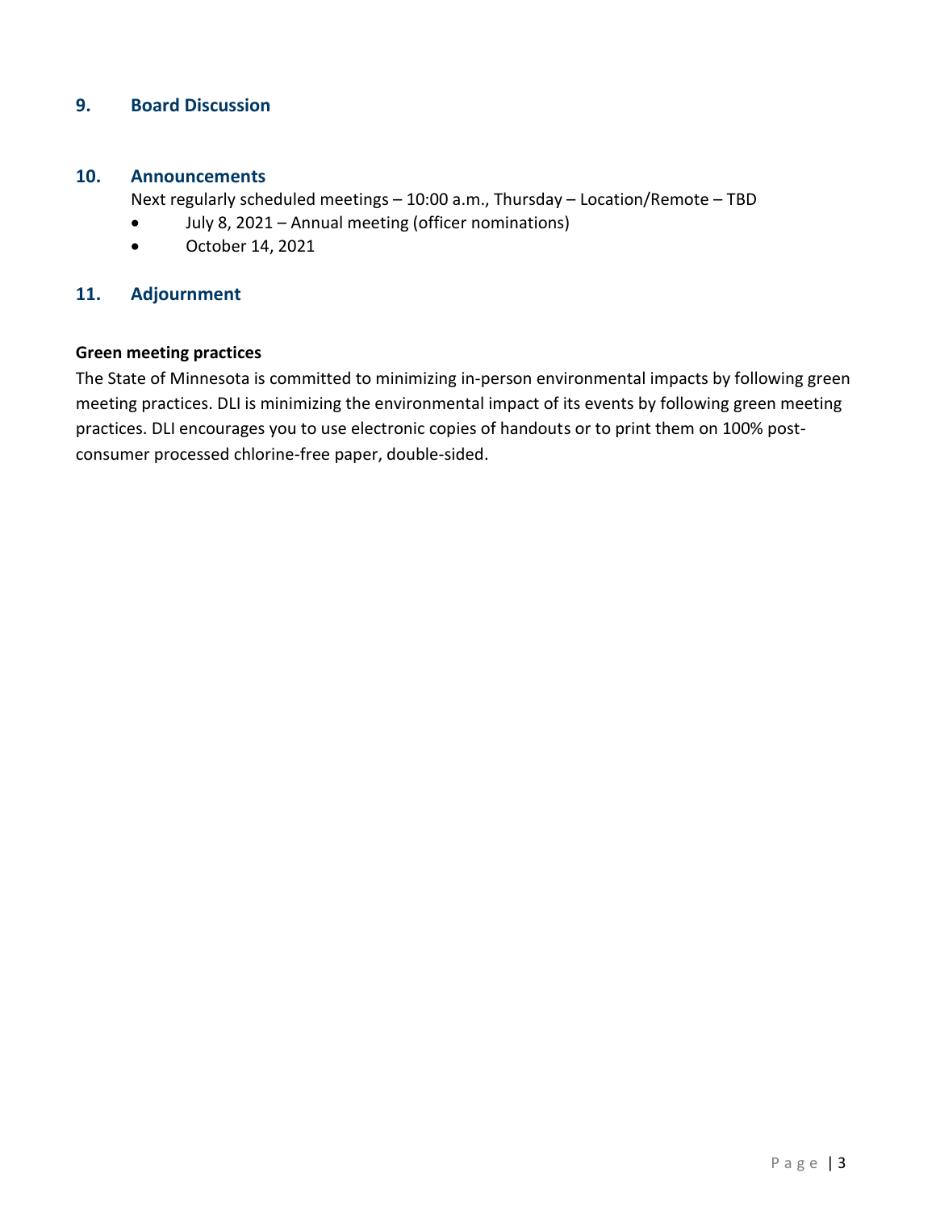## 9. Board Discussion

## 10. Announcements

Next regularly scheduled meetings – 10:00 a.m., Thursday – Location/Remote – TBD

- July 8, 2021 – Annual meeting (officer nominations)
- October 14, 2021

## 11. Adjournment

**Green meeting practices**

The State of Minnesota is committed to minimizing in-person environmental impacts by following green meeting practices. DLI is minimizing the environmental impact of its events by following green meeting practices. DLI encourages you to use electronic copies of handouts or to print them on 100% post-consumer processed chlorine-free paper, double-sided.